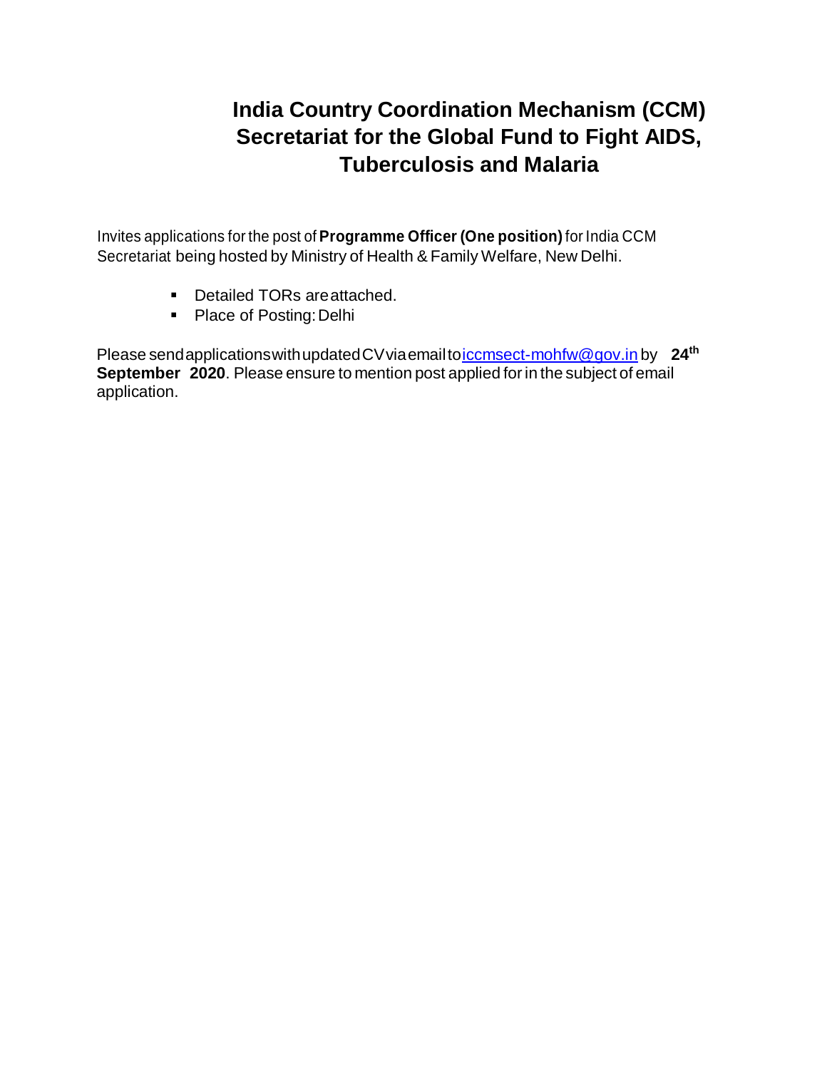# India Country Coordination Mechanism (CCM) Secretariat for the Global Fund to Fight AIDS, Tuberculosis and Malaria

Invites applications for the post of **Programme Officer (One position)** for India CCM Secretariat being hosted by Ministry of Health & Family Welfare, New Delhi.

- Detailed TORs are attached.
- Place of Posting: Delhi

Please send applications with updated CV via email to iccmsect-mohfw@gov.in by **24th September 2020**. Please ensure to mention post applied for in the subject of email application.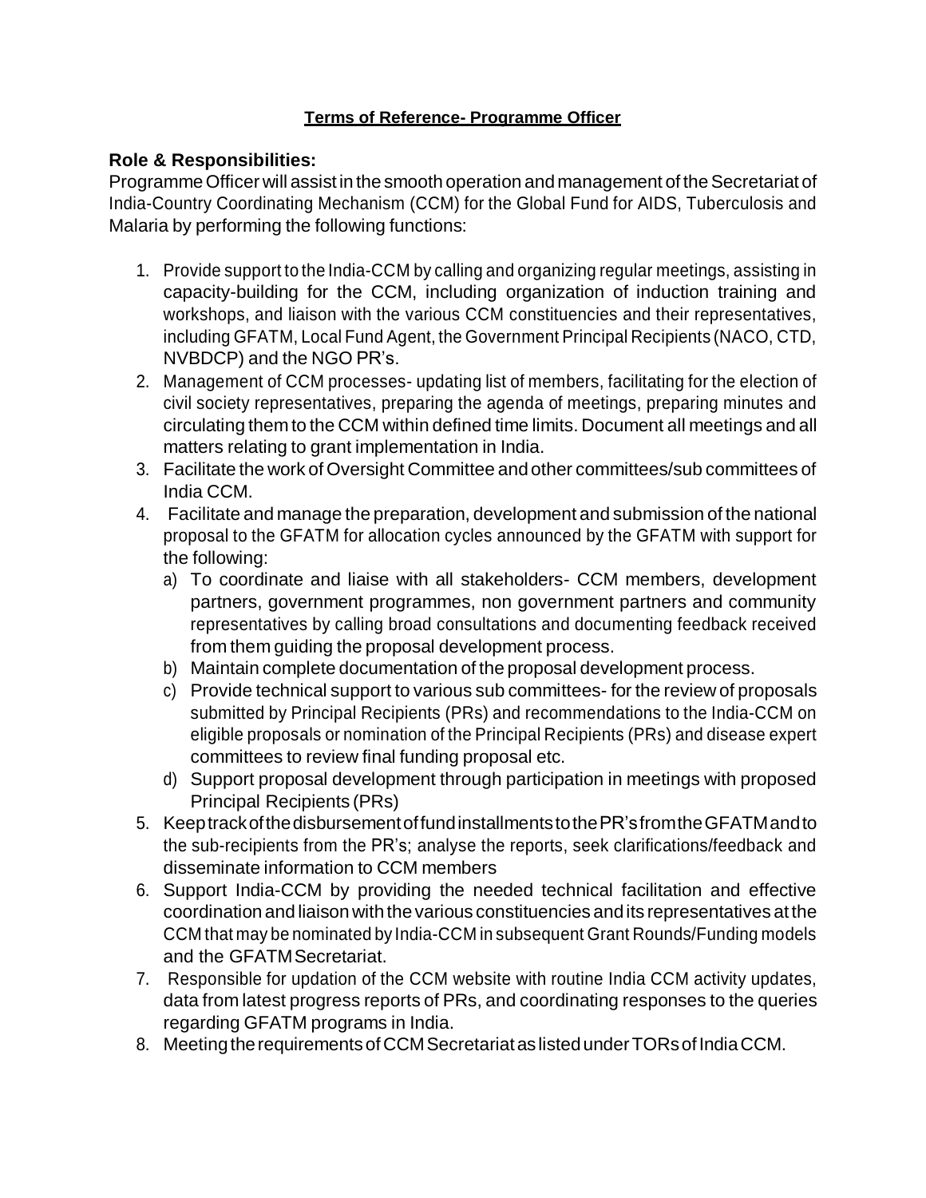**Terms of Reference- Programme Officer**

**Role & Responsibilities:**

Programme Officer will assist in the smooth operation and management of the Secretariat of India-Country Coordinating Mechanism (CCM) for the Global Fund for AIDS, Tuberculosis and Malaria by performing the following functions:

1. Provide support to the India-CCM by calling and organizing regular meetings, assisting in capacity-building for the CCM, including organization of induction training and workshops, and liaison with the various CCM constituencies and their representatives, including GFATM, Local Fund Agent, the Government Principal Recipients (NACO, CTD, NVBDCP) and the NGO PR's.
2. Management of CCM processes- updating list of members, facilitating for the election of civil society representatives, preparing the agenda of meetings, preparing minutes and circulating them to the CCM within defined time limits. Document all meetings and all matters relating to grant implementation in India.
3. Facilitate the work of Oversight Committee and other committees/sub committees of India CCM.
4. Facilitate and manage the preparation, development and submission of the national proposal to the GFATM for allocation cycles announced by the GFATM with support for the following:
   a) To coordinate and liaise with all stakeholders- CCM members, development partners, government programmes, non government partners and community representatives by calling broad consultations and documenting feedback received from them guiding the proposal development process.
   b) Maintain complete documentation of the proposal development process.
   c) Provide technical support to various sub committees- for the review of proposals submitted by Principal Recipients (PRs) and recommendations to the India-CCM on eligible proposals or nomination of the Principal Recipients (PRs) and disease expert committees to review final funding proposal etc.
   d) Support proposal development through participation in meetings with proposed Principal Recipients (PRs)
5. Keep track of the disbursement of fund installments to the PR's from the GFATM and to the sub-recipients from the PR's; analyse the reports, seek clarifications/feedback and disseminate information to CCM members
6. Support India-CCM by providing the needed technical facilitation and effective coordination and liaison with the various constituencies and its representatives at the CCM that may be nominated by India-CCM in subsequent Grant Rounds/Funding models and the GFATM Secretariat.
7. Responsible for updation of the CCM website with routine India CCM activity updates, data from latest progress reports of PRs, and coordinating responses to the queries regarding GFATM programs in India.
8. Meeting the requirements of CCM Secretariat as listed under TORs of India CCM.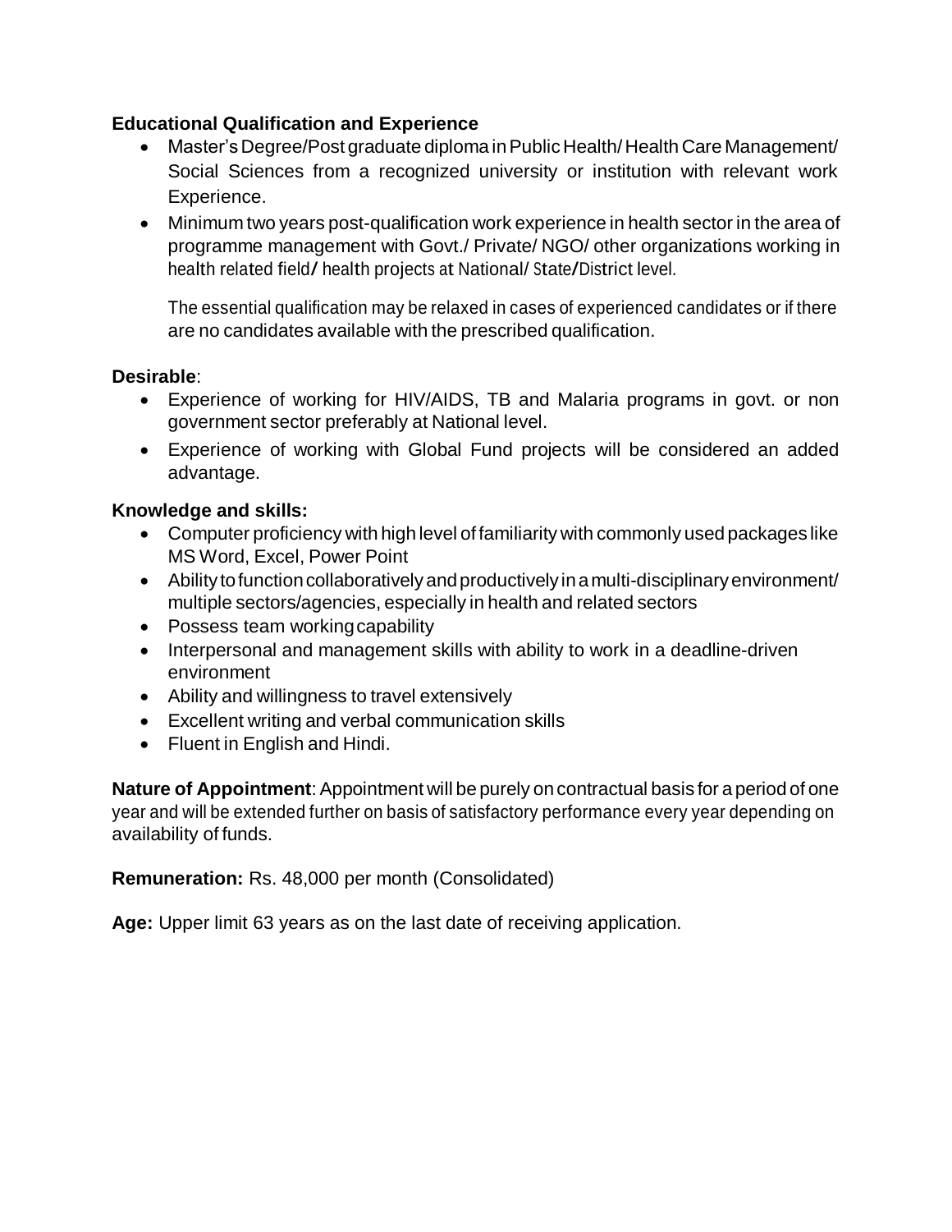**Educational Qualification and Experience**

- Master's Degree/Post graduate diploma in Public Health/ Health Care Management/ Social Sciences from a recognized university or institution with relevant work Experience.
- Minimum two years post-qualification work experience in health sector in the area of programme management with Govt./ Private/ NGO/ other organizations working in health related field/ health projects at National/ State/District level.

  The essential qualification may be relaxed in cases of experienced candidates or if there are no candidates available with the prescribed qualification.

**Desirable**:

- Experience of working for HIV/AIDS, TB and Malaria programs in govt. or non government sector preferably at National level.
- Experience of working with Global Fund projects will be considered an added advantage.

**Knowledge and skills:**

- Computer proficiency with high level of familiarity with commonly used packages like MS Word, Excel, Power Point
- Ability to function collaboratively and productively in a multi-disciplinary environment/ multiple sectors/agencies, especially in health and related sectors
- Possess team working capability
- Interpersonal and management skills with ability to work in a deadline-driven environment
- Ability and willingness to travel extensively
- Excellent writing and verbal communication skills
- Fluent in English and Hindi.

**Nature of Appointment**: Appointment will be purely on contractual basis for a period of one year and will be extended further on basis of satisfactory performance every year depending on availability of funds.

**Remuneration:** Rs. 48,000 per month (Consolidated)

**Age:** Upper limit 63 years as on the last date of receiving application.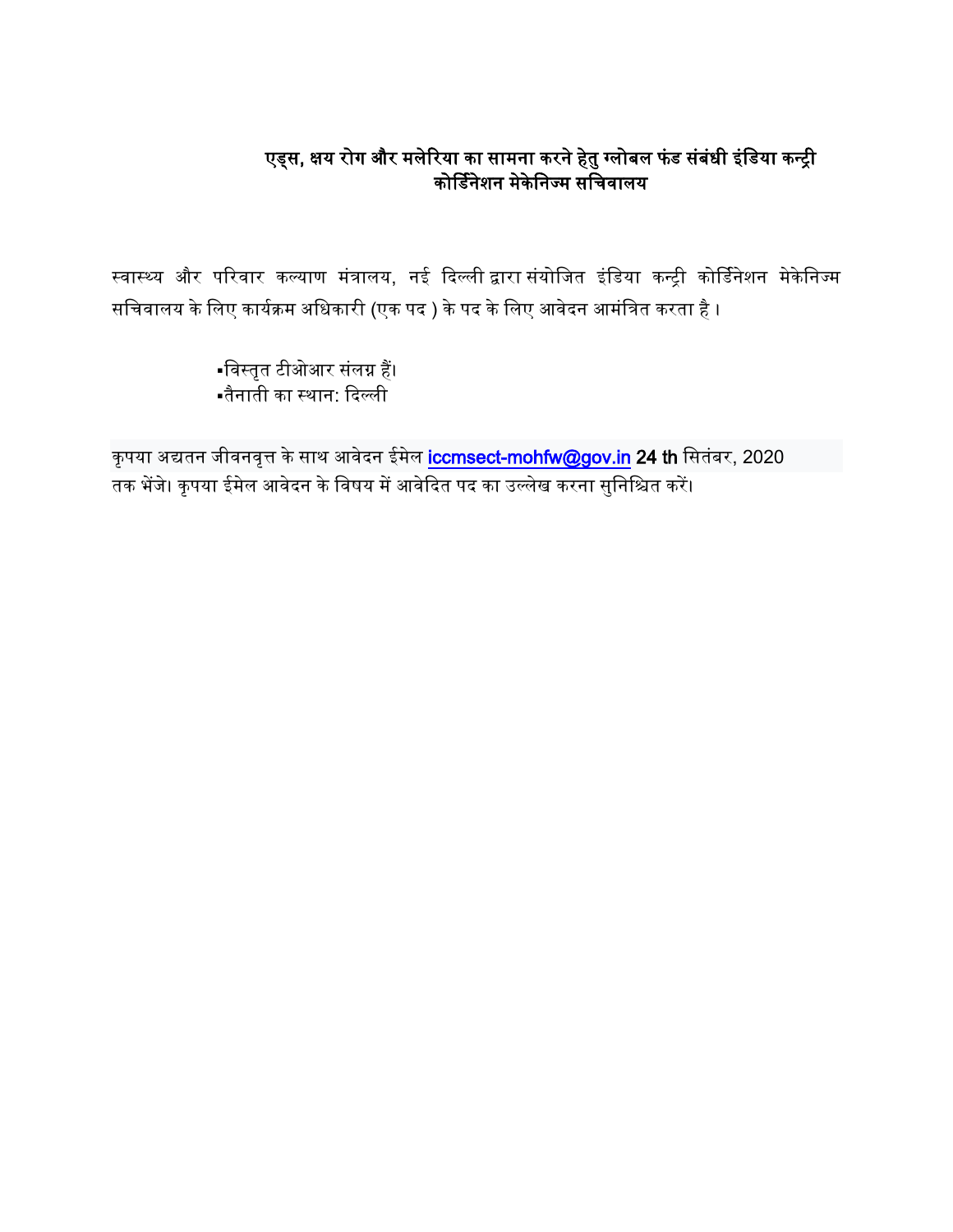# एड्स, क्षय रोग और मलेरिया का सामना करने हेतु ग्लोबल फंड संबंधी इंडिया कन्ट्री कोर्डिनेशन मेकेनिज्म सचिवालय

स्वास्थ्य और परिवार कल्याण मंत्रालय, नई दिल्ली द्वारा संयोजित इंडिया कन्ट्री कोर्डिनेशन मेकेनिज्म सचिवालय के लिए कार्यक्रम अधिकारी (एक पद ) के पद के लिए आवेदन आमंत्रित करता है ।

- विस्तृत टीओआर संलग्न हैं।
- तैनाती का स्थान: दिल्ली

कृपया अद्यतन जीवनवृत्त के साथ आवेदन ईमेल iccmsect-mohfw@gov.in **24 th** सितंबर, 2020 तक भेंजे। कृपया ईमेल आवेदन के विषय में आवेदित पद का उल्लेख करना सुनिश्चित करें।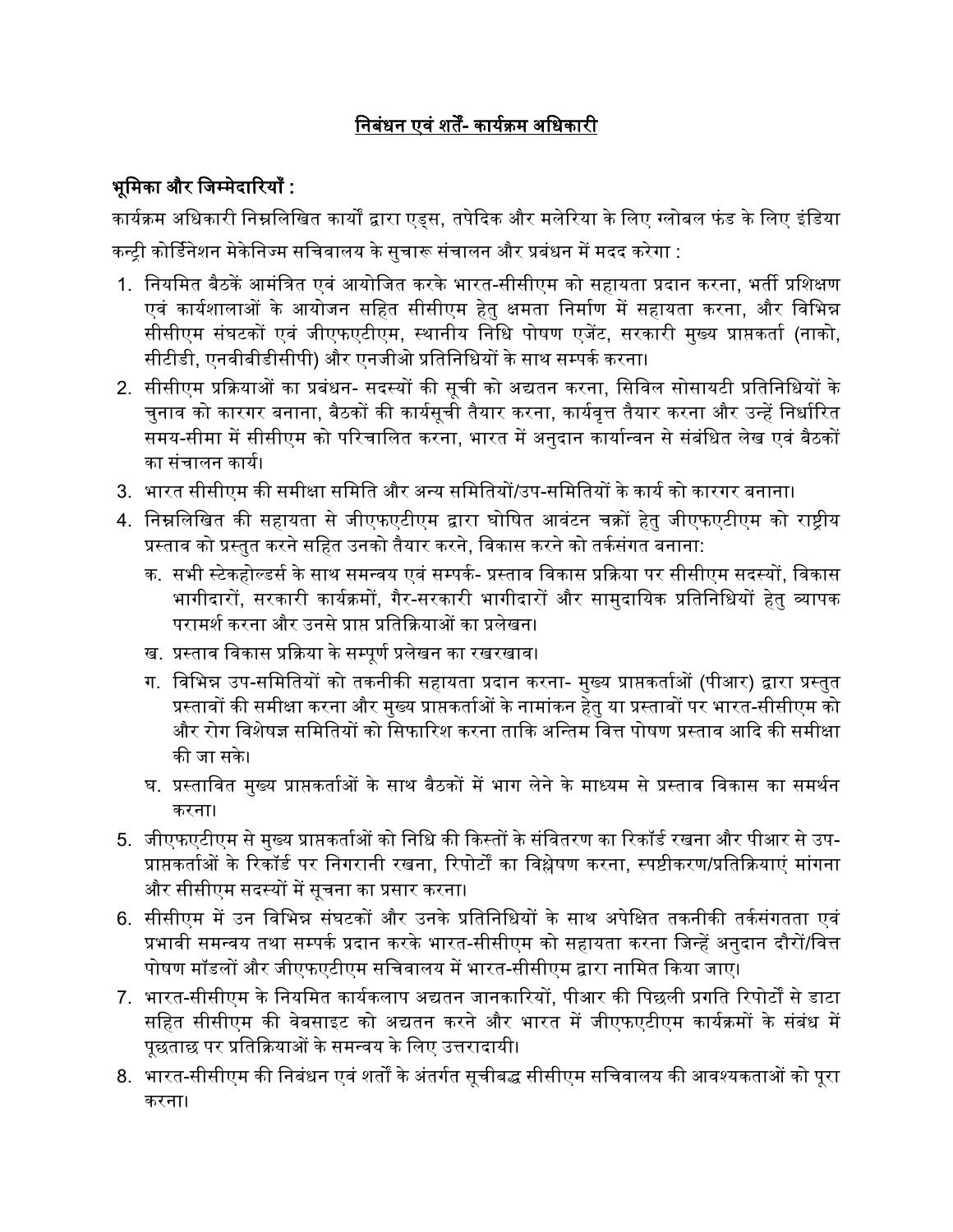## निबंधन एवं शर्तें- कार्यक्रम अधिकारी

### भूमिका और जिम्मेदारियाँ :

कार्यक्रम अधिकारी निम्नलिखित कार्यों द्वारा एड्स, तपेदिक और मलेरिया के लिए ग्लोबल फंड के लिए इंडिया कन्ट्री कोर्डिनेशन मेकेनिज्म सचिवालय के सुचारू संचालन और प्रबंधन में मदद करेगा :

1. नियमित बैठकें आमंत्रित एवं आयोजित करके भारत-सीसीएम को सहायता प्रदान करना, भर्ती प्रशिक्षण एवं कार्यशालाओं के आयोजन सहित सीसीएम हेतु क्षमता निर्माण में सहायता करना, और विभिन्न सीसीएम संघटकों एवं जीएफएटीएम, स्थानीय निधि पोषण एजेंट, सरकारी मुख्य प्राप्तकर्ता (नाको, सीटीडी, एनवीबीडीसीपी) और एनजीओ प्रतिनिधियों के साथ सम्पर्क करना।
2. सीसीएम प्रक्रियाओं का प्रबंधन- सदस्यों की सूची को अद्यतन करना, सिविल सोसायटी प्रतिनिधियों के चुनाव को कारगर बनाना, बैठकों की कार्यसूची तैयार करना, कार्यवृत्त तैयार करना और उन्हें निर्धारित समय-सीमा में सीसीएम को परिचालित करना, भारत में अनुदान कार्यान्वन से संबंधित लेख एवं बैठकों का संचालन कार्य।
3. भारत सीसीएम की समीक्षा समिति और अन्य समितियों/उप-समितियों के कार्य को कारगर बनाना।
4. निम्नलिखित की सहायता से जीएफएटीएम द्वारा घोषित आवंटन चक्रों हेतु जीएफएटीएम को राष्ट्रीय प्रस्ताव को प्रस्तुत करने सहित उनको तैयार करने, विकास करने को तर्कसंगत बनाना:
   - क. सभी स्टेकहोल्डर्स के साथ समन्वय एवं सम्पर्क- प्रस्ताव विकास प्रक्रिया पर सीसीएम सदस्यों, विकास भागीदारों, सरकारी कार्यक्रमों, गैर-सरकारी भागीदारों और सामुदायिक प्रतिनिधियों हेतु व्यापक परामर्श करना और उनसे प्राप्त प्रतिक्रियाओं का प्रलेखन।
   - ख. प्रस्ताव विकास प्रक्रिया के सम्पूर्ण प्रलेखन का रखरखाव।
   - ग. विभिन्न उप-समितियों को तकनीकी सहायता प्रदान करना- मुख्य प्राप्तकर्ताओं (पीआर) द्वारा प्रस्तुत प्रस्तावों की समीक्षा करना और मुख्य प्राप्तकर्ताओं के नामांकन हेतु या प्रस्तावों पर भारत-सीसीएम को और रोग विशेषज्ञ समितियों को सिफारिश करना ताकि अन्तिम वित्त पोषण प्रस्ताव आदि की समीक्षा की जा सके।
   - घ. प्रस्तावित मुख्य प्राप्तकर्ताओं के साथ बैठकों में भाग लेने के माध्यम से प्रस्ताव विकास का समर्थन करना।
5. जीएफएटीएम से मुख्य प्राप्तकर्ताओं को निधि की किस्तों के संवितरण का रिकॉर्ड रखना और पीआर से उप-प्राप्तकर्ताओं के रिकॉर्ड पर निगरानी रखना, रिपोर्टों का विश्लेषण करना, स्पष्टीकरण/प्रतिक्रियाएं मांगना और सीसीएम सदस्यों में सूचना का प्रसार करना।
6. सीसीएम में उन विभिन्न संघटकों और उनके प्रतिनिधियों के साथ अपेक्षित तकनीकी तर्कसंगतता एवं प्रभावी समन्वय तथा सम्पर्क प्रदान करके भारत-सीसीएम को सहायता करना जिन्हें अनुदान दौरों/वित्त पोषण मॉडलों और जीएफएटीएम सचिवालय में भारत-सीसीएम द्वारा नामित किया जाए।
7. भारत-सीसीएम के नियमित कार्यकलाप अद्यतन जानकारियों, पीआर की पिछली प्रगति रिपोर्टों से डाटा सहित सीसीएम की वेबसाइट को अद्यतन करने और भारत में जीएफएटीएम कार्यक्रमों के संबंध में पूछताछ पर प्रतिक्रियाओं के समन्वय के लिए उत्तरादायी।
8. भारत-सीसीएम की निबंधन एवं शर्तों के अंतर्गत सूचीबद्ध सीसीएम सचिवालय की आवश्यकताओं को पूरा करना।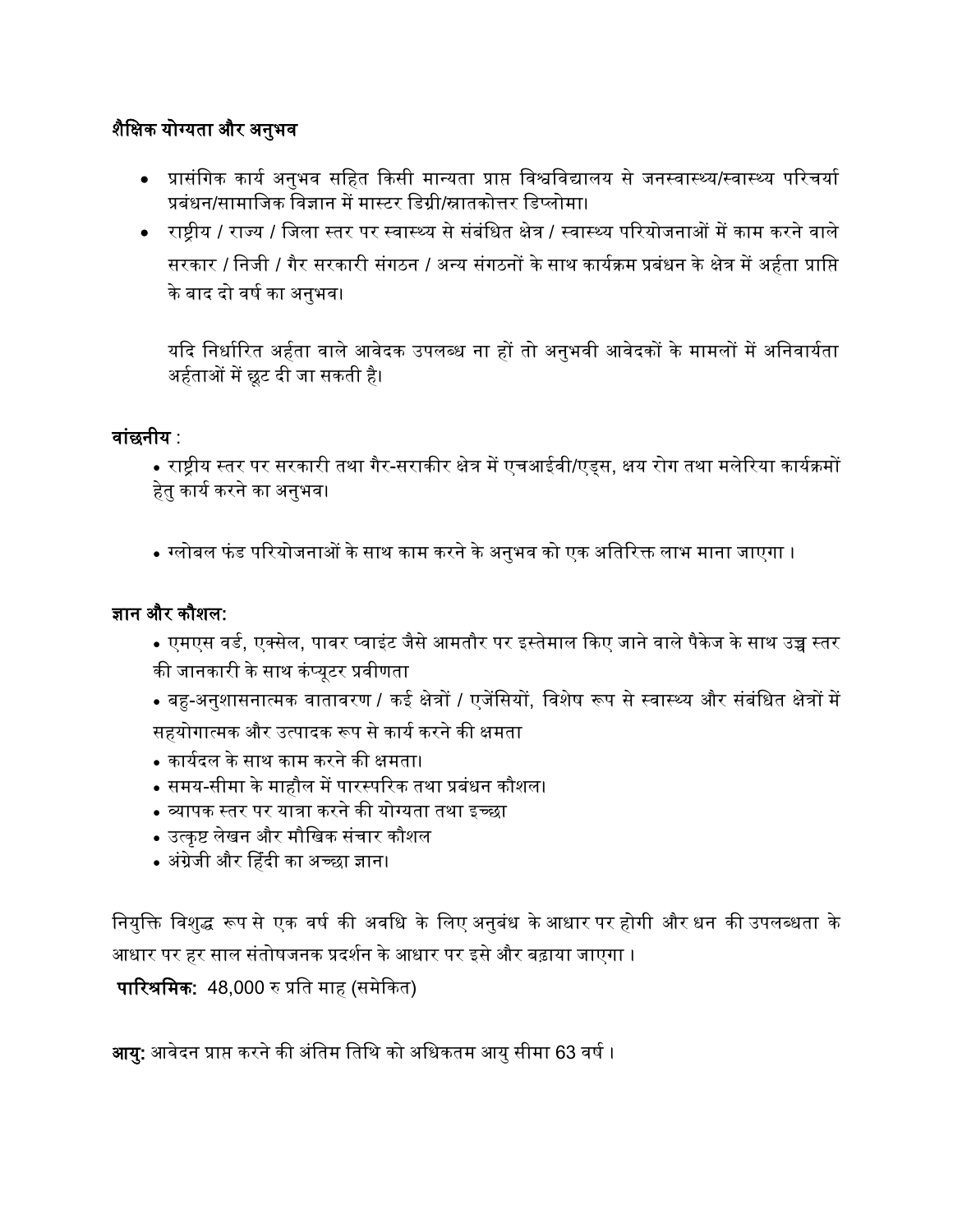**शैक्षिक योग्यता और अनुभव**

- प्रासंगिक कार्य अनुभव सहित किसी मान्यता प्राप्त विश्वविद्यालय से जनस्वास्थ्य/स्वास्थ्य परिचर्या प्रबंधन/सामाजिक विज्ञान में मास्टर डिग्री/स्नातकोत्तर डिप्लोमा।
- राष्ट्रीय / राज्य / जिला स्तर पर स्वास्थ्य से संबंधित क्षेत्र / स्वास्थ्य परियोजनाओं में काम करने वाले सरकार / निजी / गैर सरकारी संगठन / अन्य संगठनों के साथ कार्यक्रम प्रबंधन के क्षेत्र में अर्हता प्राप्ति के बाद दो वर्ष का अनुभव।

  यदि निर्धारित अर्हता वाले आवेदक उपलब्ध ना हों तो अनुभवी आवेदकों के मामलों में अनिवार्यता अर्हताओं में छूट दी जा सकती है।

**वांछनीय** :

- राष्ट्रीय स्तर पर सरकारी तथा गैर-सराकीर क्षेत्र में एचआईवी/एड्स, क्षय रोग तथा मलेरिया कार्यक्रमों हेतु कार्य करने का अनुभव।
- ग्लोबल फंड परियोजनाओं के साथ काम करने के अनुभव को एक अतिरिक्त लाभ माना जाएगा ।

**ज्ञान और कौशल:**

- एमएस वर्ड, एक्सेल, पावर प्वाइंट जैसे आमतौर पर इस्तेमाल किए जाने वाले पैकेज के साथ उच्च स्तर की जानकारी के साथ कंप्यूटर प्रवीणता
- बहु-अनुशासनात्मक वातावरण / कई क्षेत्रों / एजेंसियों, विशेष रूप से स्वास्थ्य और संबंधित क्षेत्रों में सहयोगात्मक और उत्पादक रूप से कार्य करने की क्षमता
- कार्यदल के साथ काम करने की क्षमता।
- समय-सीमा के माहौल में पारस्परिक तथा प्रबंधन कौशल।
- व्यापक स्तर पर यात्रा करने की योग्यता तथा इच्छा
- उत्कृष्ट लेखन और मौखिक संचार कौशल
- अंग्रेजी और हिंदी का अच्छा ज्ञान।

नियुक्ति विशुद्ध रूप से एक वर्ष की अवधि के लिए अनुबंध के आधार पर होगी और धन की उपलब्धता के आधार पर हर साल संतोषजनक प्रदर्शन के आधार पर इसे और बढ़ाया जाएगा ।

**पारिश्रमिक:** 48,000 रु प्रति माह (समेकित)

**आयु:** आवेदन प्राप्त करने की अंतिम तिथि को अधिकतम आयु सीमा 63 वर्ष ।